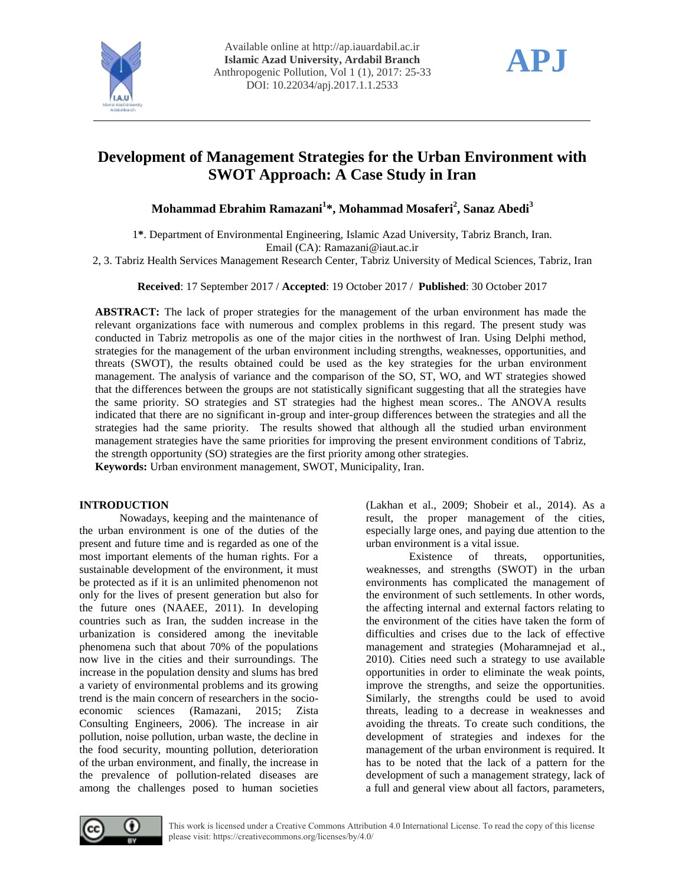# Development of Management Strategies for the Urban Environment with SWOT Approach: A Case Study in Iran

**Mohammad Ebrahim Ramazani[1]*, Mohammad Mosaferi[2], Sanaz Abedi[3]**

1*. Department of Environmental Engineering, Islamic Azad University, Tabriz Branch, Iran.
Email (CA): Ramazani@iaut.ac.ir

2, 3. Tabriz Health Services Management Research Center, Tabriz University of Medical Sciences, Tabriz, Iran

**Received**: 17 September 2017 / **Accepted**: 19 October 2017 / **Published**: 30 October 2017

**ABSTRACT:** The lack of proper strategies for the management of the urban environment has made the relevant organizations face with numerous and complex problems in this regard. The present study was conducted in Tabriz metropolis as one of the major cities in the northwest of Iran. Using Delphi method, strategies for the management of the urban environment including strengths, weaknesses, opportunities, and threats (SWOT), the results obtained could be used as the key strategies for the urban environment management. The analysis of variance and the comparison of the SO, ST, WO, and WT strategies showed that the differences between the groups are not statistically significant suggesting that all the strategies have the same priority. SO strategies and ST strategies had the highest mean scores.. The ANOVA results indicated that there are no significant in-group and inter-group differences between the strategies and all the strategies had the same priority. The results showed that although all the studied urban environment management strategies have the same priorities for improving the present environment conditions of Tabriz, the strength opportunity (SO) strategies are the first priority among other strategies.

**Keywords:** Urban environment management, SWOT, Municipality, Iran.

## INTRODUCTION

Nowadays, keeping and the maintenance of the urban environment is one of the duties of the present and future time and is regarded as one of the most important elements of the human rights. For a sustainable development of the environment, it must be protected as if it is an unlimited phenomenon not only for the lives of present generation but also for the future ones (NAAEE, 2011). In developing countries such as Iran, the sudden increase in the urbanization is considered among the inevitable phenomena such that about 70% of the populations now live in the cities and their surroundings. The increase in the population density and slums has bred a variety of environmental problems and its growing trend is the main concern of researchers in the socio-economic sciences (Ramazani, 2015; Zista Consulting Engineers, 2006). The increase in air pollution, noise pollution, urban waste, the decline in the food security, mounting pollution, deterioration of the urban environment, and finally, the increase in the prevalence of pollution-related diseases are among the challenges posed to human societies (Lakhan et al., 2009; Shobeir et al., 2014). As a result, the proper management of the cities, especially large ones, and paying due attention to the urban environment is a vital issue.

Existence of threats, opportunities, weaknesses, and strengths (SWOT) in the urban environments has complicated the management of the environment of such settlements. In other words, the affecting internal and external factors relating to the environment of the cities have taken the form of difficulties and crises due to the lack of effective management and strategies (Moharamnejad et al., 2010). Cities need such a strategy to use available opportunities in order to eliminate the weak points, improve the strengths, and seize the opportunities. Similarly, the strengths could be used to avoid threats, leading to a decrease in weaknesses and avoiding the threats. To create such conditions, the development of strategies and indexes for the management of the urban environment is required. It has to be noted that the lack of a pattern for the development of such a management strategy, lack of a full and general view about all factors, parameters,

This work is licensed under a Creative Commons Attribution 4.0 International License. To read the copy of this license please visit: https://creativecommons.org/licenses/by/4.0/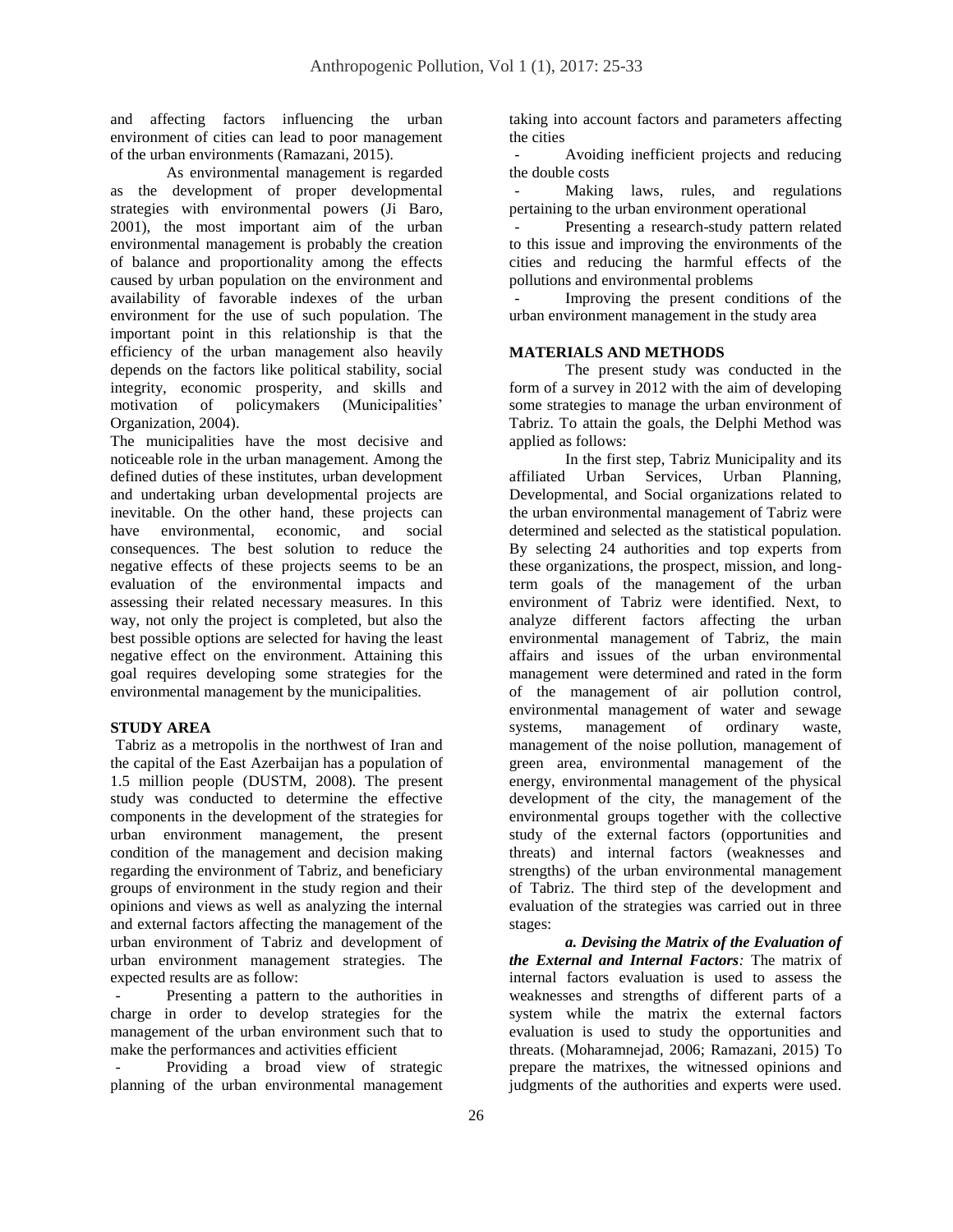and affecting factors influencing the urban environment of cities can lead to poor management of the urban environments (Ramazani, 2015).

As environmental management is regarded as the development of proper developmental strategies with environmental powers (Ji Baro, 2001), the most important aim of the urban environmental management is probably the creation of balance and proportionality among the effects caused by urban population on the environment and availability of favorable indexes of the urban environment for the use of such population. The important point in this relationship is that the efficiency of the urban management also heavily depends on the factors like political stability, social integrity, economic prosperity, and skills and motivation of policymakers (Municipalities' Organization, 2004).

The municipalities have the most decisive and noticeable role in the urban management. Among the defined duties of these institutes, urban development and undertaking urban developmental projects are inevitable. On the other hand, these projects can have environmental, economic, and social consequences. The best solution to reduce the negative effects of these projects seems to be an evaluation of the environmental impacts and assessing their related necessary measures. In this way, not only the project is completed, but also the best possible options are selected for having the least negative effect on the environment. Attaining this goal requires developing some strategies for the environmental management by the municipalities.

## STUDY AREA

Tabriz as a metropolis in the northwest of Iran and the capital of the East Azerbaijan has a population of 1.5 million people (DUSTM, 2008). The present study was conducted to determine the effective components in the development of the strategies for urban environment management, the present condition of the management and decision making regarding the environment of Tabriz, and beneficiary groups of environment in the study region and their opinions and views as well as analyzing the internal and external factors affecting the management of the urban environment of Tabriz and development of urban environment management strategies. The expected results are as follow:

- Presenting a pattern to the authorities in charge in order to develop strategies for the management of the urban environment such that to make the performances and activities efficient
- Providing a broad view of strategic planning of the urban environmental management taking into account factors and parameters affecting the cities
- Avoiding inefficient projects and reducing the double costs
- Making laws, rules, and regulations pertaining to the urban environment operational
- Presenting a research-study pattern related to this issue and improving the environments of the cities and reducing the harmful effects of the pollutions and environmental problems
- Improving the present conditions of the urban environment management in the study area

## MATERIALS AND METHODS

The present study was conducted in the form of a survey in 2012 with the aim of developing some strategies to manage the urban environment of Tabriz. To attain the goals, the Delphi Method was applied as follows:

In the first step, Tabriz Municipality and its affiliated Urban Services, Urban Planning, Developmental, and Social organizations related to the urban environmental management of Tabriz were determined and selected as the statistical population. By selecting 24 authorities and top experts from these organizations, the prospect, mission, and long-term goals of the management of the urban environment of Tabriz were identified. Next, to analyze different factors affecting the urban environmental management of Tabriz, the main affairs and issues of the urban environmental management were determined and rated in the form of the management of air pollution control, environmental management of water and sewage systems, management of ordinary waste, management of the noise pollution, management of green area, environmental management of the energy, environmental management of the physical development of the city, the management of the environmental groups together with the collective study of the external factors (opportunities and threats) and internal factors (weaknesses and strengths) of the urban environmental management of Tabriz. The third step of the development and evaluation of the strategies was carried out in three stages:

***a. Devising the Matrix of the Evaluation of the External and Internal Factors:*** The matrix of internal factors evaluation is used to assess the weaknesses and strengths of different parts of a system while the matrix the external factors evaluation is used to study the opportunities and threats. (Moharamnejad, 2006; Ramazani, 2015) To prepare the matrixes, the witnessed opinions and judgments of the authorities and experts were used.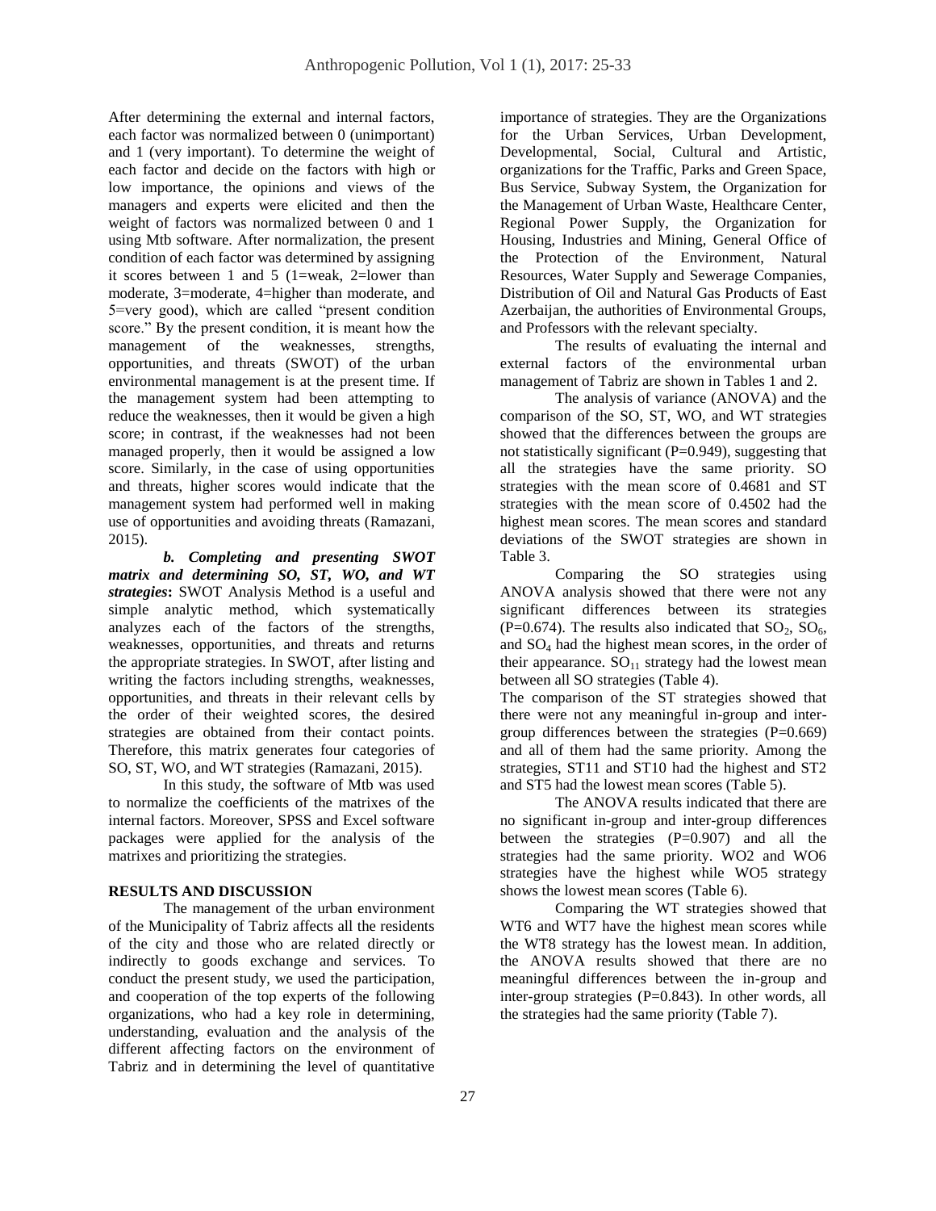After determining the external and internal factors, each factor was normalized between 0 (unimportant) and 1 (very important). To determine the weight of each factor and decide on the factors with high or low importance, the opinions and views of the managers and experts were elicited and then the weight of factors was normalized between 0 and 1 using Mtb software. After normalization, the present condition of each factor was determined by assigning it scores between 1 and 5 (1=weak, 2=lower than moderate, 3=moderate, 4=higher than moderate, and 5=very good), which are called "present condition score." By the present condition, it is meant how the management of the weaknesses, strengths, opportunities, and threats (SWOT) of the urban environmental management is at the present time. If the management system had been attempting to reduce the weaknesses, then it would be given a high score; in contrast, if the weaknesses had not been managed properly, then it would be assigned a low score. Similarly, in the case of using opportunities and threats, higher scores would indicate that the management system had performed well in making use of opportunities and avoiding threats (Ramazani, 2015).

***b. Completing and presenting SWOT matrix and determining SO, ST, WO, and WT strategies*****:** SWOT Analysis Method is a useful and simple analytic method, which systematically analyzes each of the factors of the strengths, weaknesses, opportunities, and threats and returns the appropriate strategies. In SWOT, after listing and writing the factors including strengths, weaknesses, opportunities, and threats in their relevant cells by the order of their weighted scores, the desired strategies are obtained from their contact points. Therefore, this matrix generates four categories of SO, ST, WO, and WT strategies (Ramazani, 2015).

In this study, the software of Mtb was used to normalize the coefficients of the matrixes of the internal factors. Moreover, SPSS and Excel software packages were applied for the analysis of the matrixes and prioritizing the strategies.

## RESULTS AND DISCUSSION

The management of the urban environment of the Municipality of Tabriz affects all the residents of the city and those who are related directly or indirectly to goods exchange and services. To conduct the present study, we used the participation, and cooperation of the top experts of the following organizations, who had a key role in determining, understanding, evaluation and the analysis of the different affecting factors on the environment of Tabriz and in determining the level of quantitative importance of strategies. They are the Organizations for the Urban Services, Urban Development, Developmental, Social, Cultural and Artistic, organizations for the Traffic, Parks and Green Space, Bus Service, Subway System, the Organization for the Management of Urban Waste, Healthcare Center, Regional Power Supply, the Organization for Housing, Industries and Mining, General Office of the Protection of the Environment, Natural Resources, Water Supply and Sewerage Companies, Distribution of Oil and Natural Gas Products of East Azerbaijan, the authorities of Environmental Groups, and Professors with the relevant specialty.

The results of evaluating the internal and external factors of the environmental urban management of Tabriz are shown in Tables 1 and 2.

The analysis of variance (ANOVA) and the comparison of the SO, ST, WO, and WT strategies showed that the differences between the groups are not statistically significant (P=0.949), suggesting that all the strategies have the same priority. SO strategies with the mean score of 0.4681 and ST strategies with the mean score of 0.4502 had the highest mean scores. The mean scores and standard deviations of the SWOT strategies are shown in Table 3.

Comparing the SO strategies using ANOVA analysis showed that there were not any significant differences between its strategies (P=0.674). The results also indicated that $SO_2$, $SO_6$, and $SO_4$ had the highest mean scores, in the order of their appearance. $SO_{11}$ strategy had the lowest mean between all SO strategies (Table 4).

The comparison of the ST strategies showed that there were not any meaningful in-group and inter-group differences between the strategies (P=0.669) and all of them had the same priority. Among the strategies, ST11 and ST10 had the highest and ST2 and ST5 had the lowest mean scores (Table 5).

The ANOVA results indicated that there are no significant in-group and inter-group differences between the strategies (P=0.907) and all the strategies had the same priority. WO2 and WO6 strategies have the highest while WO5 strategy shows the lowest mean scores (Table 6).

Comparing the WT strategies showed that WT6 and WT7 have the highest mean scores while the WT8 strategy has the lowest mean. In addition, the ANOVA results showed that there are no meaningful differences between the in-group and inter-group strategies (P=0.843). In other words, all the strategies had the same priority (Table 7).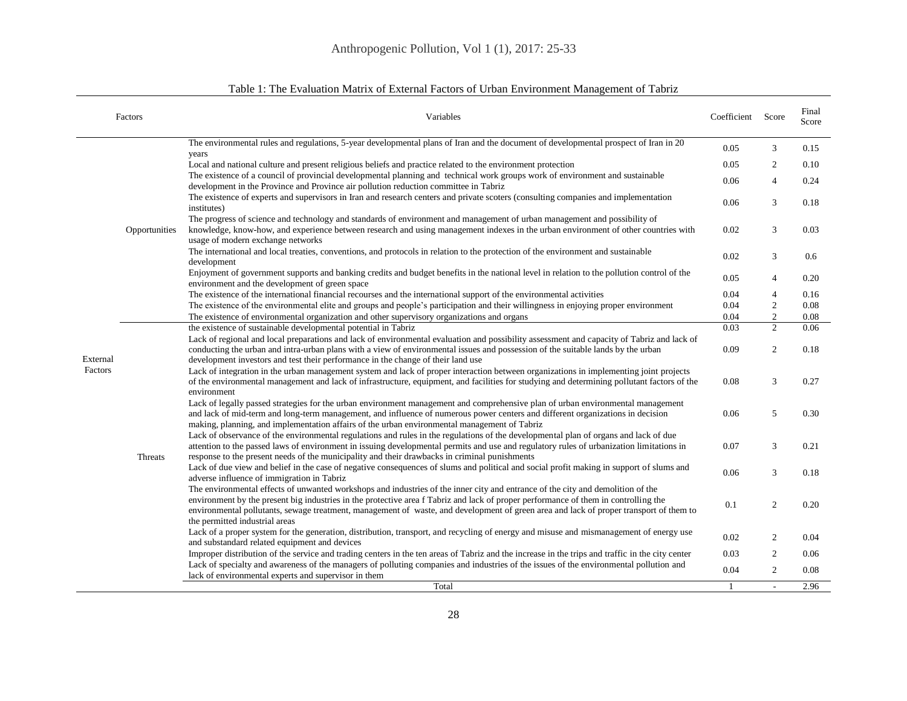Table 1: The Evaluation Matrix of External Factors of Urban Environment Management of Tabriz

| Factors | | Variables | Coefficient | Score | Final Score |
|---|---|---|---|---|---|
| External Factors | Opportunities | The environmental rules and regulations, 5-year developmental plans of Iran and the document of developmental prospect of Iran in 20 years | 0.05 | 3 | 0.15 |
| | | Local and national culture and present religious beliefs and practice related to the environment protection | 0.05 | 2 | 0.10 |
| | | The existence of a council of provincial developmental planning and technical work groups work of environment and sustainable development in the Province and Province air pollution reduction committee in Tabriz | 0.06 | 4 | 0.24 |
| | | The existence of experts and supervisors in Iran and research centers and private scoters (consulting companies and implementation institutes) | 0.06 | 3 | 0.18 |
| | | The progress of science and technology and standards of environment and management of urban management and possibility of knowledge, know-how, and experience between research and using management indexes in the urban environment of other countries with usage of modern exchange networks | 0.02 | 3 | 0.03 |
| | | The international and local treaties, conventions, and protocols in relation to the protection of the environment and sustainable development | 0.02 | 3 | 0.6 |
| | | Enjoyment of government supports and banking credits and budget benefits in the national level in relation to the pollution control of the environment and the development of green space | 0.05 | 4 | 0.20 |
| | | The existence of the international financial recourses and the international support of the environmental activities | 0.04 | 4 | 0.16 |
| | | The existence of the environmental elite and groups and people's participation and their willingness in enjoying proper environment | 0.04 | 2 | 0.08 |
| | | The existence of environmental organization and other supervisory organizations and organs | 0.04 | 2 | 0.08 |
| | | the existence of sustainable developmental potential in Tabriz | 0.03 | 2 | 0.06 |
| | Threats | Lack of regional and local preparations and lack of environmental evaluation and possibility assessment and capacity of Tabriz and lack of conducting the urban and intra-urban plans with a view of environmental issues and possession of the suitable lands by the urban development investors and test their performance in the change of their land use | 0.09 | 2 | 0.18 |
| | | Lack of integration in the urban management system and lack of proper interaction between organizations in implementing joint projects of the environmental management and lack of infrastructure, equipment, and facilities for studying and determining pollutant factors of the environment | 0.08 | 3 | 0.27 |
| | | Lack of legally passed strategies for the urban environment management and comprehensive plan of urban environmental management and lack of mid-term and long-term management, and influence of numerous power centers and different organizations in decision making, planning, and implementation affairs of the urban environmental management of Tabriz | 0.06 | 5 | 0.30 |
| | | Lack of observance of the environmental regulations and rules in the regulations of the developmental plan of organs and lack of due attention to the passed laws of environment in issuing developmental permits and use and regulatory rules of urbanization limitations in response to the present needs of the municipality and their drawbacks in criminal punishments | 0.07 | 3 | 0.21 |
| | | Lack of due view and belief in the case of negative consequences of slums and political and social profit making in support of slums and adverse influence of immigration in Tabriz | 0.06 | 3 | 0.18 |
| | | The environmental effects of unwanted workshops and industries of the inner city and entrance of the city and demolition of the environment by the present big industries in the protective area f Tabriz and lack of proper performance of them in controlling the environmental pollutants, sewage treatment, management of waste, and development of green area and lack of proper transport of them to the permitted industrial areas | 0.1 | 2 | 0.20 |
| | | Lack of a proper system for the generation, distribution, transport, and recycling of energy and misuse and mismanagement of energy use and substandard related equipment and devices | 0.02 | 2 | 0.04 |
| | | Improper distribution of the service and trading centers in the ten areas of Tabriz and the increase in the trips and traffic in the city center | 0.03 | 2 | 0.06 |
| | | Lack of specialty and awareness of the managers of polluting companies and industries of the issues of the environmental pollution and lack of environmental experts and supervisor in them | 0.04 | 2 | 0.08 |
| | | Total | 1 | - | 2.96 |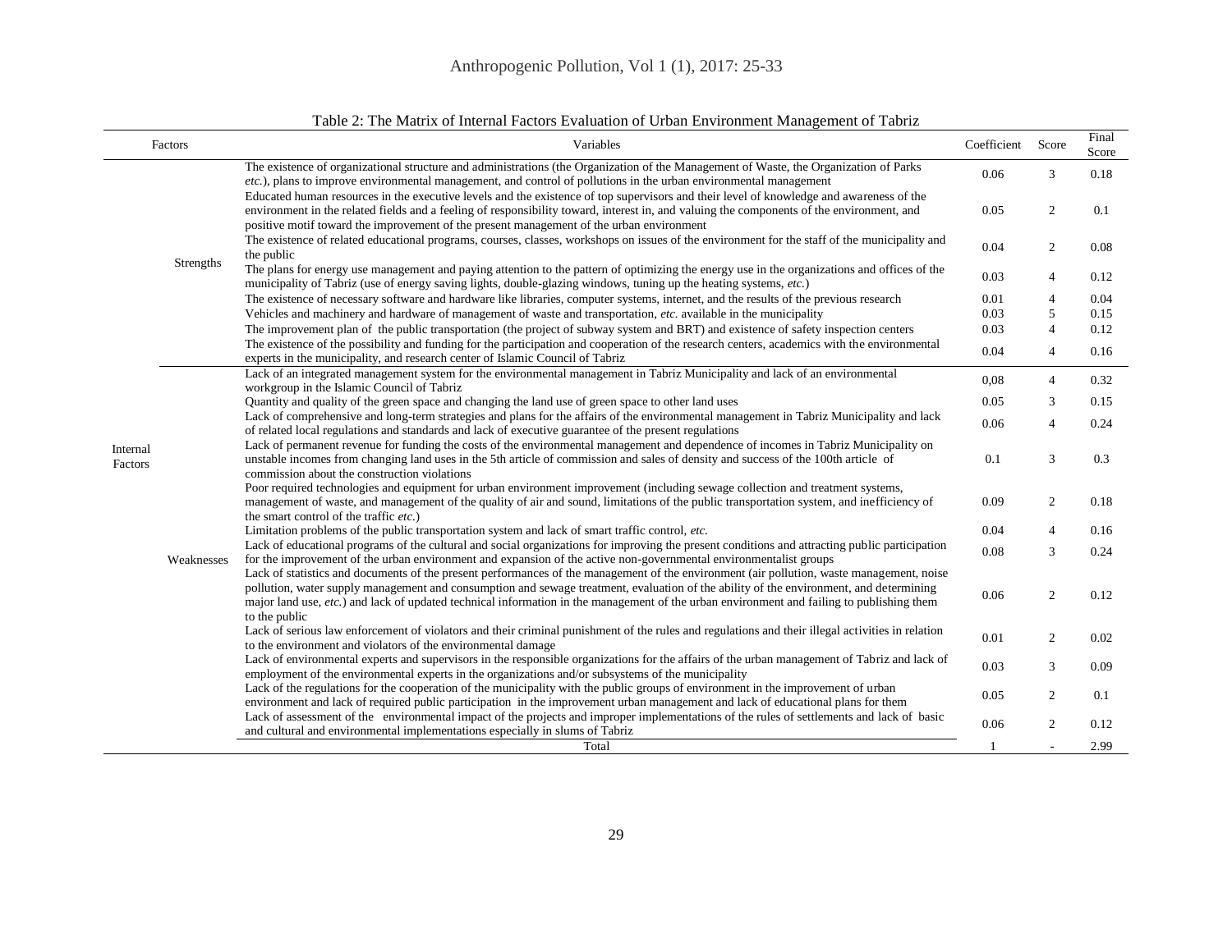Table 2: The Matrix of Internal Factors Evaluation of Urban Environment Management of Tabriz

| Factors | | Variables | Coefficient | Score | Final Score |
|---|---|---|---|---|---|
| Internal Factors | Strengths | The existence of organizational structure and administrations (the Organization of the Management of Waste, the Organization of Parks *etc.*), plans to improve environmental management, and control of pollutions in the urban environmental management | 0.06 | 3 | 0.18 |
| | | Educated human resources in the executive levels and the existence of top supervisors and their level of knowledge and awareness of the environment in the related fields and a feeling of responsibility toward, interest in, and valuing the components of the environment, and positive motif toward the improvement of the present management of the urban environment | 0.05 | 2 | 0.1 |
| | | The existence of related educational programs, courses, classes, workshops on issues of the environment for the staff of the municipality and the public | 0.04 | 2 | 0.08 |
| | | The plans for energy use management and paying attention to the pattern of optimizing the energy use in the organizations and offices of the municipality of Tabriz (use of energy saving lights, double-glazing windows, tuning up the heating systems, *etc.*) | 0.03 | 4 | 0.12 |
| | | The existence of necessary software and hardware like libraries, computer systems, internet, and the results of the previous research | 0.01 | 4 | 0.04 |
| | | Vehicles and machinery and hardware of management of waste and transportation, *etc.* available in the municipality | 0.03 | 5 | 0.15 |
| | | The improvement plan of the public transportation (the project of subway system and BRT) and existence of safety inspection centers | 0.03 | 4 | 0.12 |
| | | The existence of the possibility and funding for the participation and cooperation of the research centers, academics with the environmental experts in the municipality, and research center of Islamic Council of Tabriz | 0.04 | 4 | 0.16 |
| | Weaknesses | Lack of an integrated management system for the environmental management in Tabriz Municipality and lack of an environmental workgroup in the Islamic Council of Tabriz | 0,08 | 4 | 0.32 |
| | | Quantity and quality of the green space and changing the land use of green space to other land uses | 0.05 | 3 | 0.15 |
| | | Lack of comprehensive and long-term strategies and plans for the affairs of the environmental management in Tabriz Municipality and lack of related local regulations and standards and lack of executive guarantee of the present regulations | 0.06 | 4 | 0.24 |
| | | Lack of permanent revenue for funding the costs of the environmental management and dependence of incomes in Tabriz Municipality on unstable incomes from changing land uses in the 5th article of commission and sales of density and success of the 100th article of commission about the construction violations | 0.1 | 3 | 0.3 |
| | | Poor required technologies and equipment for urban environment improvement (including sewage collection and treatment systems, management of waste, and management of the quality of air and sound, limitations of the public transportation system, and inefficiency of the smart control of the traffic *etc.*) | 0.09 | 2 | 0.18 |
| | | Limitation problems of the public transportation system and lack of smart traffic control, *etc.* | 0.04 | 4 | 0.16 |
| | | Lack of educational programs of the cultural and social organizations for improving the present conditions and attracting public participation for the improvement of the urban environment and expansion of the active non-governmental environmentalist groups | 0.08 | 3 | 0.24 |
| | | Lack of statistics and documents of the present performances of the management of the environment (air pollution, waste management, noise pollution, water supply management and consumption and sewage treatment, evaluation of the ability of the environment, and determining major land use, *etc.*) and lack of updated technical information in the management of the urban environment and failing to publishing them to the public | 0.06 | 2 | 0.12 |
| | | Lack of serious law enforcement of violators and their criminal punishment of the rules and regulations and their illegal activities in relation to the environment and violators of the environmental damage | 0.01 | 2 | 0.02 |
| | | Lack of environmental experts and supervisors in the responsible organizations for the affairs of the urban management of Tabriz and lack of employment of the environmental experts in the organizations and/or subsystems of the municipality | 0.03 | 3 | 0.09 |
| | | Lack of the regulations for the cooperation of the municipality with the public groups of environment in the improvement of urban environment and lack of required public participation in the improvement urban management and lack of educational plans for them | 0.05 | 2 | 0.1 |
| | | Lack of assessment of the environmental impact of the projects and improper implementations of the rules of settlements and lack of basic and cultural and environmental implementations especially in slums of Tabriz | 0.06 | 2 | 0.12 |
| | | Total | 1 | - | 2.99 |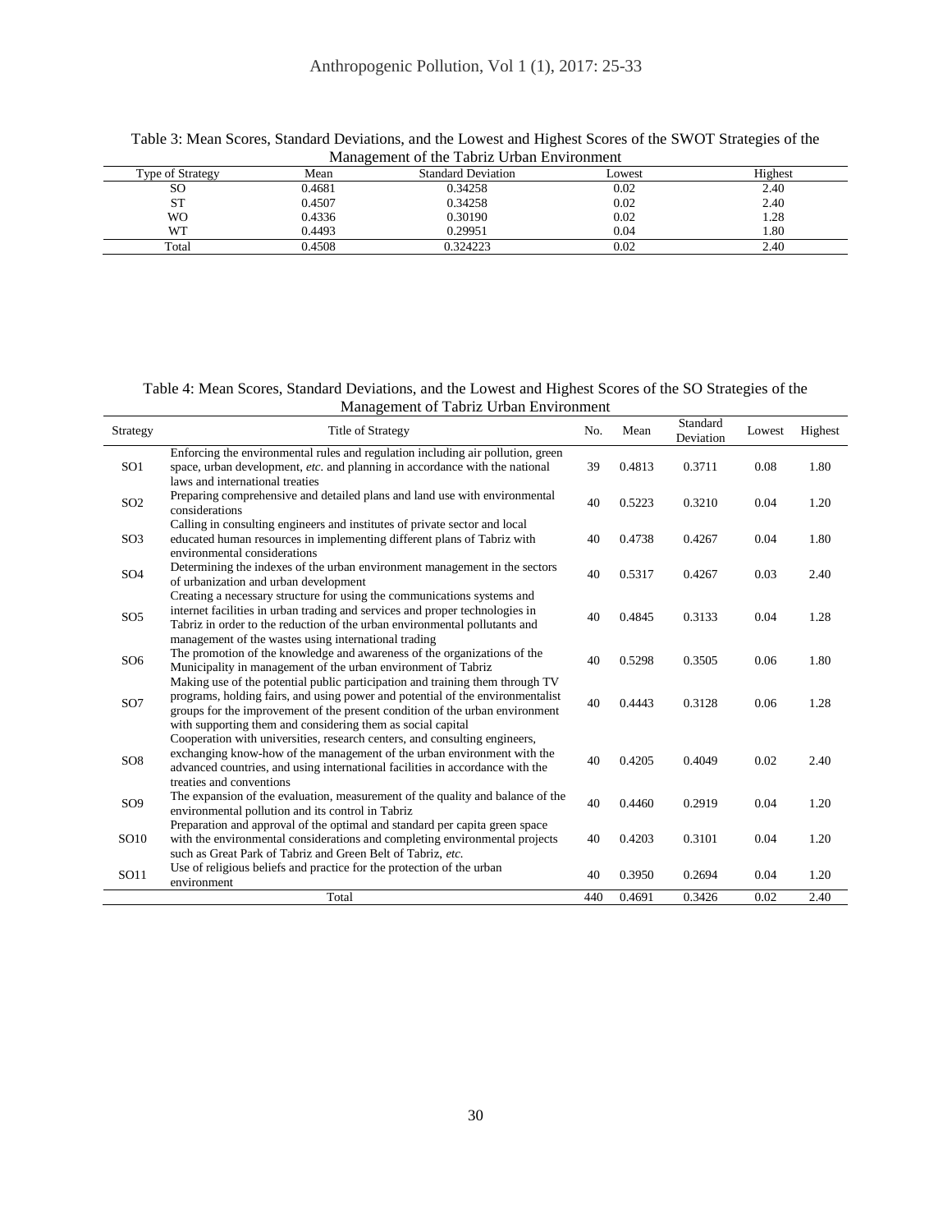Table 3: Mean Scores, Standard Deviations, and the Lowest and Highest Scores of the SWOT Strategies of the Management of the Tabriz Urban Environment

| Type of Strategy | Mean | Standard Deviation | Lowest | Highest |
|---|---|---|---|---|
| SO | 0.4681 | 0.34258 | 0.02 | 2.40 |
| ST | 0.4507 | 0.34258 | 0.02 | 2.40 |
| WO | 0.4336 | 0.30190 | 0.02 | 1.28 |
| WT | 0.4493 | 0.29951 | 0.04 | 1.80 |
| Total | 0.4508 | 0.324223 | 0.02 | 2.40 |

Table 4: Mean Scores, Standard Deviations, and the Lowest and Highest Scores of the SO Strategies of the Management of Tabriz Urban Environment

| Strategy | Title of Strategy | No. | Mean | Standard Deviation | Lowest | Highest |
|---|---|---|---|---|---|---|
| SO1 | Enforcing the environmental rules and regulation including air pollution, green space, urban development, *etc.* and planning in accordance with the national laws and international treaties | 39 | 0.4813 | 0.3711 | 0.08 | 1.80 |
| SO2 | Preparing comprehensive and detailed plans and land use with environmental considerations | 40 | 0.5223 | 0.3210 | 0.04 | 1.20 |
| SO3 | Calling in consulting engineers and institutes of private sector and local educated human resources in implementing different plans of Tabriz with environmental considerations | 40 | 0.4738 | 0.4267 | 0.04 | 1.80 |
| SO4 | Determining the indexes of the urban environment management in the sectors of urbanization and urban development | 40 | 0.5317 | 0.4267 | 0.03 | 2.40 |
| SO5 | Creating a necessary structure for using the communications systems and internet facilities in urban trading and services and proper technologies in Tabriz in order to the reduction of the urban environmental pollutants and management of the wastes using international trading | 40 | 0.4845 | 0.3133 | 0.04 | 1.28 |
| SO6 | The promotion of the knowledge and awareness of the organizations of the Municipality in management of the urban environment of Tabriz | 40 | 0.5298 | 0.3505 | 0.06 | 1.80 |
| SO7 | Making use of the potential public participation and training them through TV programs, holding fairs, and using power and potential of the environmentalist groups for the improvement of the present condition of the urban environment with supporting them and considering them as social capital | 40 | 0.4443 | 0.3128 | 0.06 | 1.28 |
| SO8 | Cooperation with universities, research centers, and consulting engineers, exchanging know-how of the management of the urban environment with the advanced countries, and using international facilities in accordance with the treaties and conventions | 40 | 0.4205 | 0.4049 | 0.02 | 2.40 |
| SO9 | The expansion of the evaluation, measurement of the quality and balance of the environmental pollution and its control in Tabriz | 40 | 0.4460 | 0.2919 | 0.04 | 1.20 |
| SO10 | Preparation and approval of the optimal and standard per capita green space with the environmental considerations and completing environmental projects such as Great Park of Tabriz and Green Belt of Tabriz, *etc.* | 40 | 0.4203 | 0.3101 | 0.04 | 1.20 |
| SO11 | Use of religious beliefs and practice for the protection of the urban environment | 40 | 0.3950 | 0.2694 | 0.04 | 1.20 |
| | Total | 440 | 0.4691 | 0.3426 | 0.02 | 2.40 |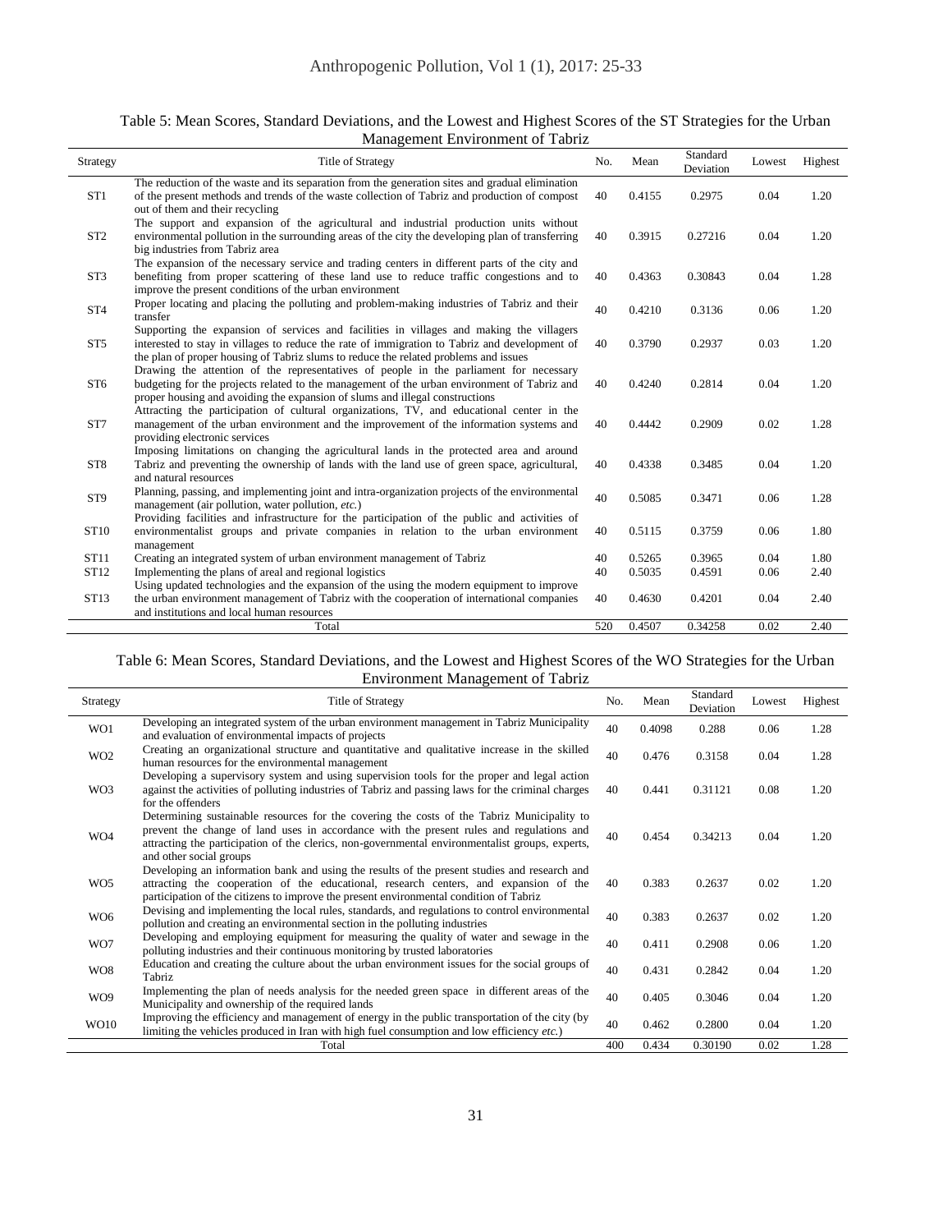Table 5: Mean Scores, Standard Deviations, and the Lowest and Highest Scores of the ST Strategies for the Urban Management Environment of Tabriz

| Strategy | Title of Strategy | No. | Mean | Standard Deviation | Lowest | Highest |
|---|---|---|---|---|---|---|
| ST1 | The reduction of the waste and its separation from the generation sites and gradual elimination of the present methods and trends of the waste collection of Tabriz and production of compost out of them and their recycling | 40 | 0.4155 | 0.2975 | 0.04 | 1.20 |
| ST2 | The support and expansion of the agricultural and industrial production units without environmental pollution in the surrounding areas of the city the developing plan of transferring big industries from Tabriz area | 40 | 0.3915 | 0.27216 | 0.04 | 1.20 |
| ST3 | The expansion of the necessary service and trading centers in different parts of the city and benefiting from proper scattering of these land use to reduce traffic congestions and to improve the present conditions of the urban environment | 40 | 0.4363 | 0.30843 | 0.04 | 1.28 |
| ST4 | Proper locating and placing the polluting and problem-making industries of Tabriz and their transfer | 40 | 0.4210 | 0.3136 | 0.06 | 1.20 |
| ST5 | Supporting the expansion of services and facilities in villages and making the villagers interested to stay in villages to reduce the rate of immigration to Tabriz and development of the plan of proper housing of Tabriz slums to reduce the related problems and issues | 40 | 0.3790 | 0.2937 | 0.03 | 1.20 |
| ST6 | Drawing the attention of the representatives of people in the parliament for necessary budgeting for the projects related to the management of the urban environment of Tabriz and proper housing and avoiding the expansion of slums and illegal constructions | 40 | 0.4240 | 0.2814 | 0.04 | 1.20 |
| ST7 | Attracting the participation of cultural organizations, TV, and educational center in the management of the urban environment and the improvement of the information systems and providing electronic services | 40 | 0.4442 | 0.2909 | 0.02 | 1.28 |
| ST8 | Imposing limitations on changing the agricultural lands in the protected area and around Tabriz and preventing the ownership of lands with the land use of green space, agricultural, and natural resources | 40 | 0.4338 | 0.3485 | 0.04 | 1.20 |
| ST9 | Planning, passing, and implementing joint and intra-organization projects of the environmental management (air pollution, water pollution, *etc.*) | 40 | 0.5085 | 0.3471 | 0.06 | 1.28 |
| ST10 | Providing facilities and infrastructure for the participation of the public and activities of environmentalist groups and private companies in relation to the urban environment management | 40 | 0.5115 | 0.3759 | 0.06 | 1.80 |
| ST11 | Creating an integrated system of urban environment management of Tabriz | 40 | 0.5265 | 0.3965 | 0.04 | 1.80 |
| ST12 | Implementing the plans of areal and regional logistics | 40 | 0.5035 | 0.4591 | 0.06 | 2.40 |
| ST13 | Using updated technologies and the expansion of the using the modern equipment to improve the urban environment management of Tabriz with the cooperation of international companies and institutions and local human resources | 40 | 0.4630 | 0.4201 | 0.04 | 2.40 |
| | Total | 520 | 0.4507 | 0.34258 | 0.02 | 2.40 |

Table 6: Mean Scores, Standard Deviations, and the Lowest and Highest Scores of the WO Strategies for the Urban Environment Management of Tabriz

| Strategy | Title of Strategy | No. | Mean | Standard Deviation | Lowest | Highest |
|---|---|---|---|---|---|---|
| WO1 | Developing an integrated system of the urban environment management in Tabriz Municipality and evaluation of environmental impacts of projects | 40 | 0.4098 | 0.288 | 0.06 | 1.28 |
| WO2 | Creating an organizational structure and quantitative and qualitative increase in the skilled human resources for the environmental management | 40 | 0.476 | 0.3158 | 0.04 | 1.28 |
| WO3 | Developing a supervisory system and using supervision tools for the proper and legal action against the activities of polluting industries of Tabriz and passing laws for the criminal charges for the offenders | 40 | 0.441 | 0.31121 | 0.08 | 1.20 |
| WO4 | Determining sustainable resources for the covering the costs of the Tabriz Municipality to prevent the change of land uses in accordance with the present rules and regulations and attracting the participation of the clerics, non-governmental environmentalist groups, experts, and other social groups | 40 | 0.454 | 0.34213 | 0.04 | 1.20 |
| WO5 | Developing an information bank and using the results of the present studies and research and attracting the cooperation of the educational, research centers, and expansion of the participation of the citizens to improve the present environmental condition of Tabriz | 40 | 0.383 | 0.2637 | 0.02 | 1.20 |
| WO6 | Devising and implementing the local rules, standards, and regulations to control environmental pollution and creating an environmental section in the polluting industries | 40 | 0.383 | 0.2637 | 0.02 | 1.20 |
| WO7 | Developing and employing equipment for measuring the quality of water and sewage in the polluting industries and their continuous monitoring by trusted laboratories | 40 | 0.411 | 0.2908 | 0.06 | 1.20 |
| WO8 | Education and creating the culture about the urban environment issues for the social groups of Tabriz | 40 | 0.431 | 0.2842 | 0.04 | 1.20 |
| WO9 | Implementing the plan of needs analysis for the needed green space in different areas of the Municipality and ownership of the required lands | 40 | 0.405 | 0.3046 | 0.04 | 1.20 |
| WO10 | Improving the efficiency and management of energy in the public transportation of the city (by limiting the vehicles produced in Iran with high fuel consumption and low efficiency *etc.*) | 40 | 0.462 | 0.2800 | 0.04 | 1.20 |
| | Total | 400 | 0.434 | 0.30190 | 0.02 | 1.28 |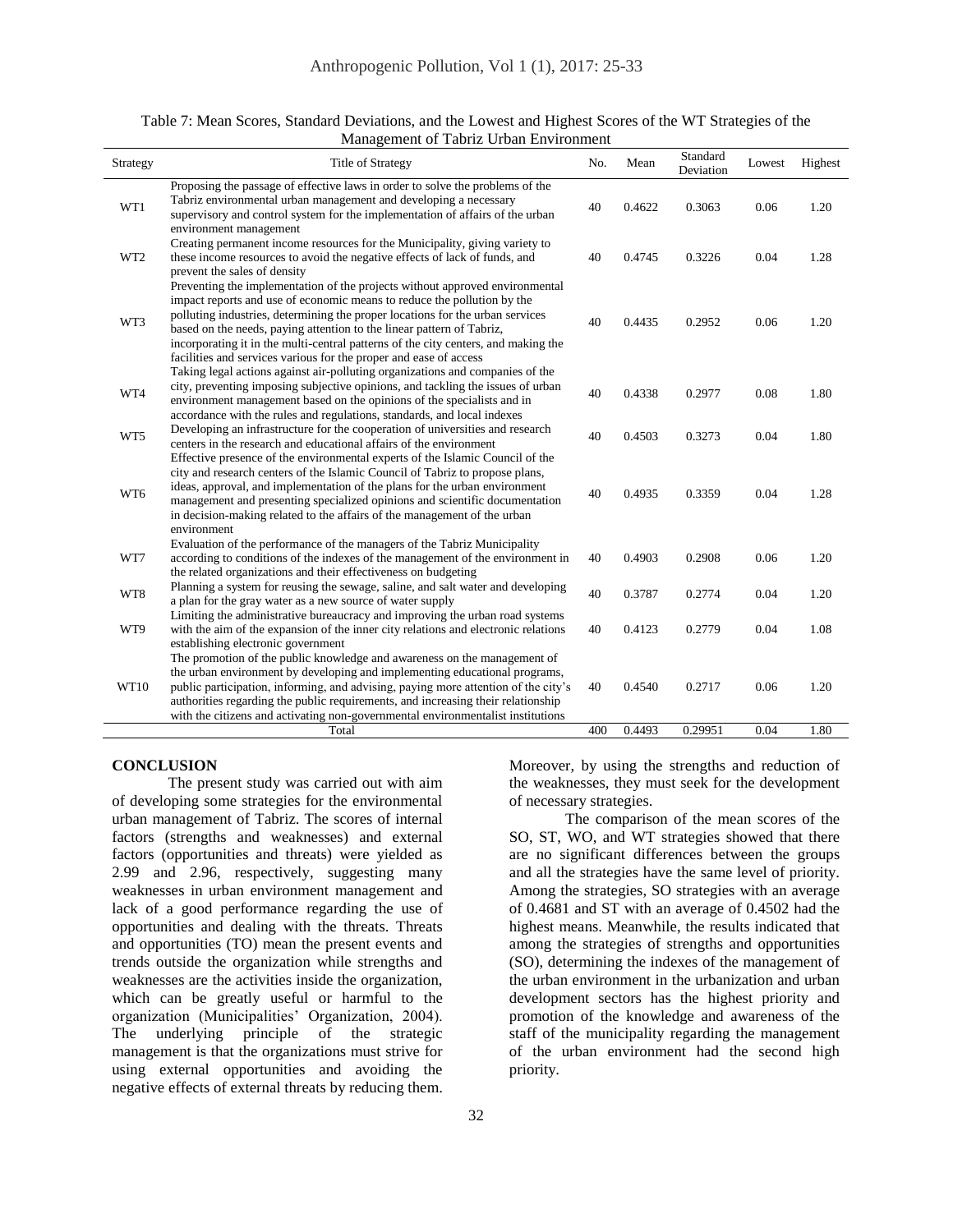Table 7: Mean Scores, Standard Deviations, and the Lowest and Highest Scores of the WT Strategies of the Management of Tabriz Urban Environment

| Strategy | Title of Strategy | No. | Mean | Standard Deviation | Lowest | Highest |
|---|---|---|---|---|---|---|
| WT1 | Proposing the passage of effective laws in order to solve the problems of the Tabriz environmental urban management and developing a necessary supervisory and control system for the implementation of affairs of the urban environment management | 40 | 0.4622 | 0.3063 | 0.06 | 1.20 |
| WT2 | Creating permanent income resources for the Municipality, giving variety to these income resources to avoid the negative effects of lack of funds, and prevent the sales of density | 40 | 0.4745 | 0.3226 | 0.04 | 1.28 |
| WT3 | Preventing the implementation of the projects without approved environmental impact reports and use of economic means to reduce the pollution by the polluting industries, determining the proper locations for the urban services based on the needs, paying attention to the linear pattern of Tabriz, incorporating it in the multi-central patterns of the city centers, and making the facilities and services various for the proper and ease of access | 40 | 0.4435 | 0.2952 | 0.06 | 1.20 |
| WT4 | Taking legal actions against air-polluting organizations and companies of the city, preventing imposing subjective opinions, and tackling the issues of urban environment management based on the opinions of the specialists and in accordance with the rules and regulations, standards, and local indexes | 40 | 0.4338 | 0.2977 | 0.08 | 1.80 |
| WT5 | Developing an infrastructure for the cooperation of universities and research centers in the research and educational affairs of the environment | 40 | 0.4503 | 0.3273 | 0.04 | 1.80 |
| WT6 | Effective presence of the environmental experts of the Islamic Council of the city and research centers of the Islamic Council of Tabriz to propose plans, ideas, approval, and implementation of the plans for the urban environment management and presenting specialized opinions and scientific documentation in decision-making related to the affairs of the management of the urban environment | 40 | 0.4935 | 0.3359 | 0.04 | 1.28 |
| WT7 | Evaluation of the performance of the managers of the Tabriz Municipality according to conditions of the indexes of the management of the environment in the related organizations and their effectiveness on budgeting | 40 | 0.4903 | 0.2908 | 0.06 | 1.20 |
| WT8 | Planning a system for reusing the sewage, saline, and salt water and developing a plan for the gray water as a new source of water supply | 40 | 0.3787 | 0.2774 | 0.04 | 1.20 |
| WT9 | Limiting the administrative bureaucracy and improving the urban road systems with the aim of the expansion of the inner city relations and electronic relations establishing electronic government | 40 | 0.4123 | 0.2779 | 0.04 | 1.08 |
| WT10 | The promotion of the public knowledge and awareness on the management of the urban environment by developing and implementing educational programs, public participation, informing, and advising, paying more attention of the city's authorities regarding the public requirements, and increasing their relationship with the citizens and activating non-governmental environmentalist institutions | 40 | 0.4540 | 0.2717 | 0.06 | 1.20 |
| | Total | 400 | 0.4493 | 0.29951 | 0.04 | 1.80 |

**CONCLUSION**

The present study was carried out with aim of developing some strategies for the environmental urban management of Tabriz. The scores of internal factors (strengths and weaknesses) and external factors (opportunities and threats) were yielded as 2.99 and 2.96, respectively, suggesting many weaknesses in urban environment management and lack of a good performance regarding the use of opportunities and dealing with the threats. Threats and opportunities (TO) mean the present events and trends outside the organization while strengths and weaknesses are the activities inside the organization, which can be greatly useful or harmful to the organization (Municipalities' Organization, 2004). The underlying principle of the strategic management is that the organizations must strive for using external opportunities and avoiding the negative effects of external threats by reducing them. Moreover, by using the strengths and reduction of the weaknesses, they must seek for the development of necessary strategies.

The comparison of the mean scores of the SO, ST, WO, and WT strategies showed that there are no significant differences between the groups and all the strategies have the same level of priority. Among the strategies, SO strategies with an average of 0.4681 and ST with an average of 0.4502 had the highest means. Meanwhile, the results indicated that among the strategies of strengths and opportunities (SO), determining the indexes of the management of the urban environment in the urbanization and urban development sectors has the highest priority and promotion of the knowledge and awareness of the staff of the municipality regarding the management of the urban environment had the second high priority.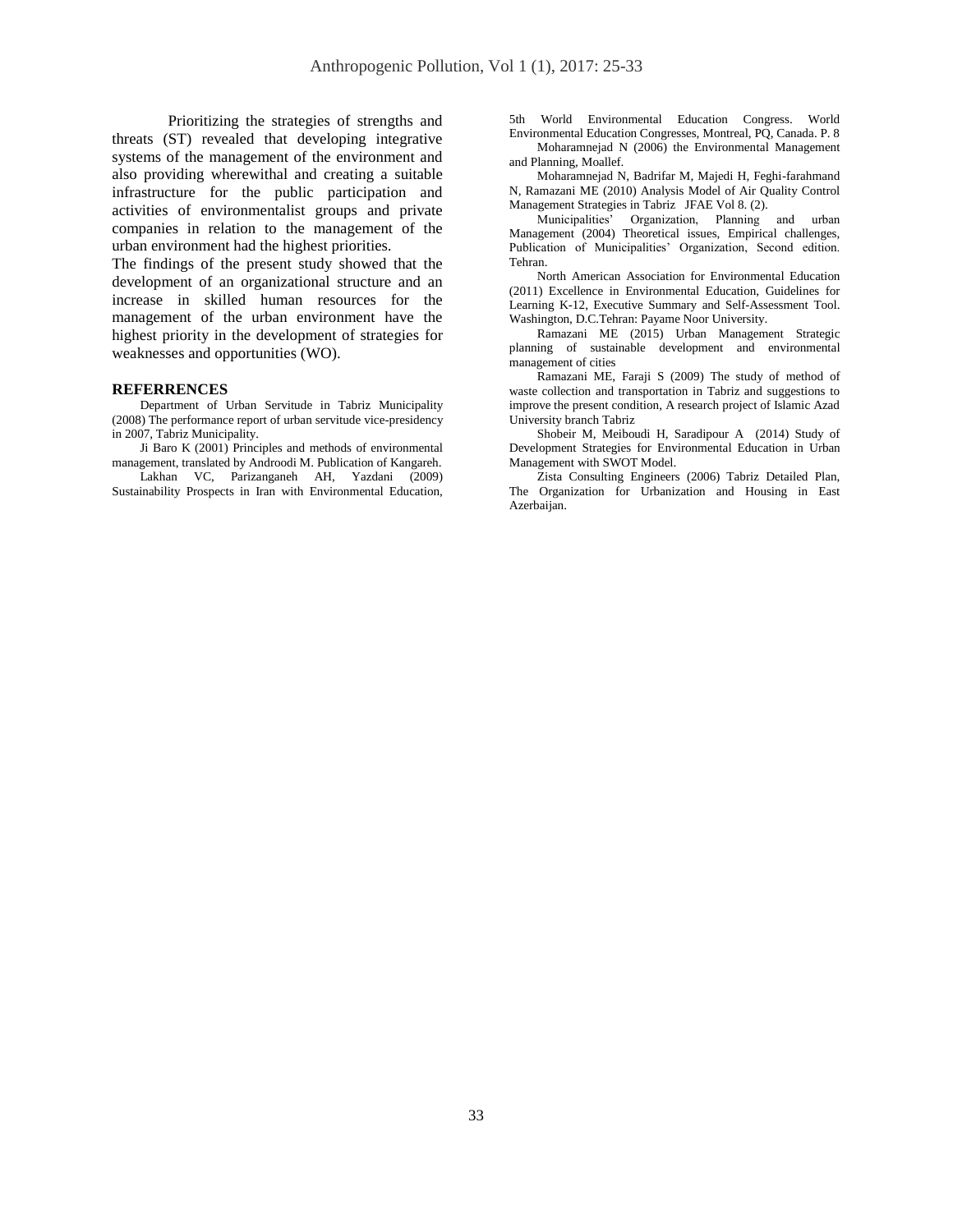Prioritizing the strategies of strengths and threats (ST) revealed that developing integrative systems of the management of the environment and also providing wherewithal and creating a suitable infrastructure for the public participation and activities of environmentalist groups and private companies in relation to the management of the urban environment had the highest priorities.

The findings of the present study showed that the development of an organizational structure and an increase in skilled human resources for the management of the urban environment have the highest priority in the development of strategies for weaknesses and opportunities (WO).

## REFERRENCES

Department of Urban Servitude in Tabriz Municipality (2008) The performance report of urban servitude vice-presidency in 2007, Tabriz Municipality.

Ji Baro K (2001) Principles and methods of environmental management, translated by Androodi M. Publication of Kangareh.

Lakhan VC, Parizanganeh AH, Yazdani (2009) Sustainability Prospects in Iran with Environmental Education, 5th World Environmental Education Congress. World Environmental Education Congresses, Montreal, PQ, Canada. P. 8

Moharamnejad N (2006) the Environmental Management and Planning, Moallef.

Moharamnejad N, Badrifar M, Majedi H, Feghi-farahmand N, Ramazani ME (2010) Analysis Model of Air Quality Control Management Strategies in Tabriz JFAE Vol 8. (2).

Municipalities' Organization, Planning and urban Management (2004) Theoretical issues, Empirical challenges, Publication of Municipalities' Organization, Second edition. Tehran.

North American Association for Environmental Education (2011) Excellence in Environmental Education, Guidelines for Learning K-12, Executive Summary and Self-Assessment Tool. Washington, D.C.Tehran: Payame Noor University.

Ramazani ME (2015) Urban Management Strategic planning of sustainable development and environmental management of cities

Ramazani ME, Faraji S (2009) The study of method of waste collection and transportation in Tabriz and suggestions to improve the present condition, A research project of Islamic Azad University branch Tabriz

Shobeir M, Meiboudi H, Saradipour A (2014) Study of Development Strategies for Environmental Education in Urban Management with SWOT Model.

Zista Consulting Engineers (2006) Tabriz Detailed Plan, The Organization for Urbanization and Housing in East Azerbaijan.